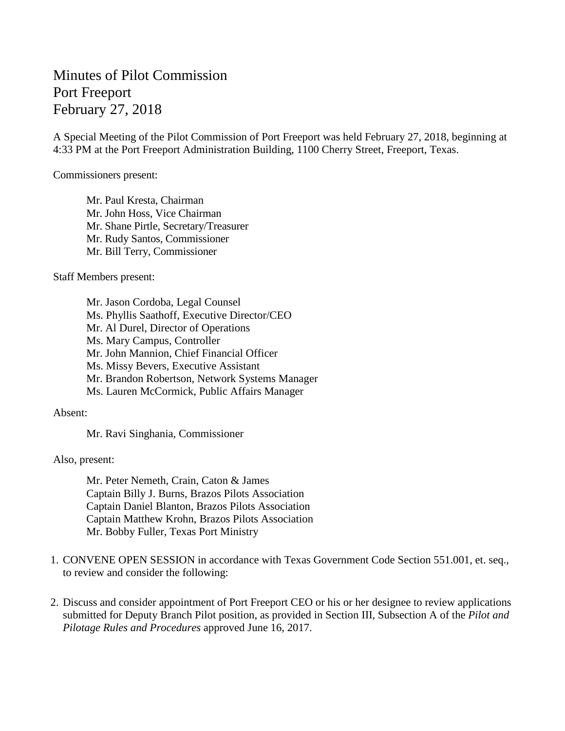# Minutes of Pilot Commission
# Port Freeport
# February 27, 2018

A Special Meeting of the Pilot Commission of Port Freeport was held February 27, 2018, beginning at 4:33 PM at the Port Freeport Administration Building, 1100 Cherry Street, Freeport, Texas.

Commissioners present:

Mr. Paul Kresta, Chairman
Mr. John Hoss, Vice Chairman
Mr. Shane Pirtle, Secretary/Treasurer
Mr. Rudy Santos, Commissioner
Mr. Bill Terry, Commissioner

Staff Members present:

Mr. Jason Cordoba, Legal Counsel
Ms. Phyllis Saathoff, Executive Director/CEO
Mr. Al Durel, Director of Operations
Ms. Mary Campus, Controller
Mr. John Mannion, Chief Financial Officer
Ms. Missy Bevers, Executive Assistant
Mr. Brandon Robertson, Network Systems Manager
Ms. Lauren McCormick, Public Affairs Manager

Absent:

Mr. Ravi Singhania, Commissioner

Also, present:

Mr. Peter Nemeth, Crain, Caton & James
Captain Billy J. Burns, Brazos Pilots Association
Captain Daniel Blanton, Brazos Pilots Association
Captain Matthew Krohn, Brazos Pilots Association
Mr. Bobby Fuller, Texas Port Ministry

1. CONVENE OPEN SESSION in accordance with Texas Government Code Section 551.001, et. seq., to review and consider the following:

2. Discuss and consider appointment of Port Freeport CEO or his or her designee to review applications submitted for Deputy Branch Pilot position, as provided in Section III, Subsection A of the *Pilot and Pilotage Rules and Procedures* approved June 16, 2017.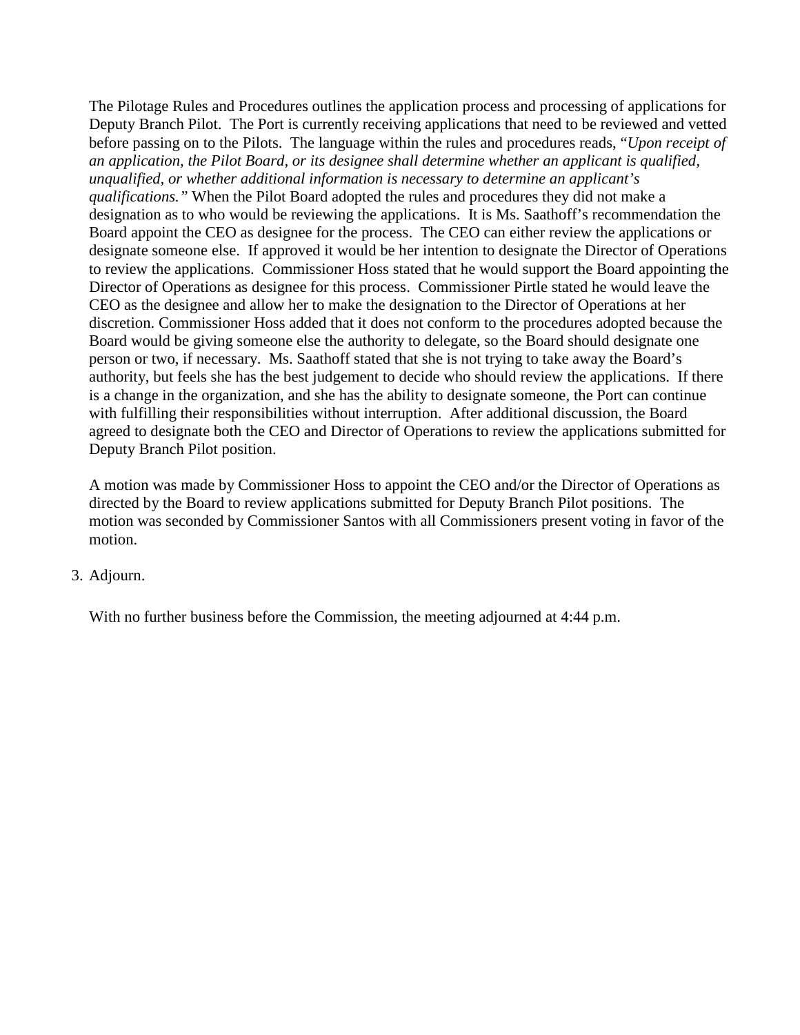The Pilotage Rules and Procedures outlines the application process and processing of applications for Deputy Branch Pilot. The Port is currently receiving applications that need to be reviewed and vetted before passing on to the Pilots. The language within the rules and procedures reads, "*Upon receipt of an application, the Pilot Board, or its designee shall determine whether an applicant is qualified, unqualified, or whether additional information is necessary to determine an applicant's qualifications.*" When the Pilot Board adopted the rules and procedures they did not make a designation as to who would be reviewing the applications. It is Ms. Saathoff's recommendation the Board appoint the CEO as designee for the process. The CEO can either review the applications or designate someone else. If approved it would be her intention to designate the Director of Operations to review the applications. Commissioner Hoss stated that he would support the Board appointing the Director of Operations as designee for this process. Commissioner Pirtle stated he would leave the CEO as the designee and allow her to make the designation to the Director of Operations at her discretion. Commissioner Hoss added that it does not conform to the procedures adopted because the Board would be giving someone else the authority to delegate, so the Board should designate one person or two, if necessary. Ms. Saathoff stated that she is not trying to take away the Board's authority, but feels she has the best judgement to decide who should review the applications. If there is a change in the organization, and she has the ability to designate someone, the Port can continue with fulfilling their responsibilities without interruption. After additional discussion, the Board agreed to designate both the CEO and Director of Operations to review the applications submitted for Deputy Branch Pilot position.

A motion was made by Commissioner Hoss to appoint the CEO and/or the Director of Operations as directed by the Board to review applications submitted for Deputy Branch Pilot positions. The motion was seconded by Commissioner Santos with all Commissioners present voting in favor of the motion.

3. Adjourn.

With no further business before the Commission, the meeting adjourned at 4:44 p.m.